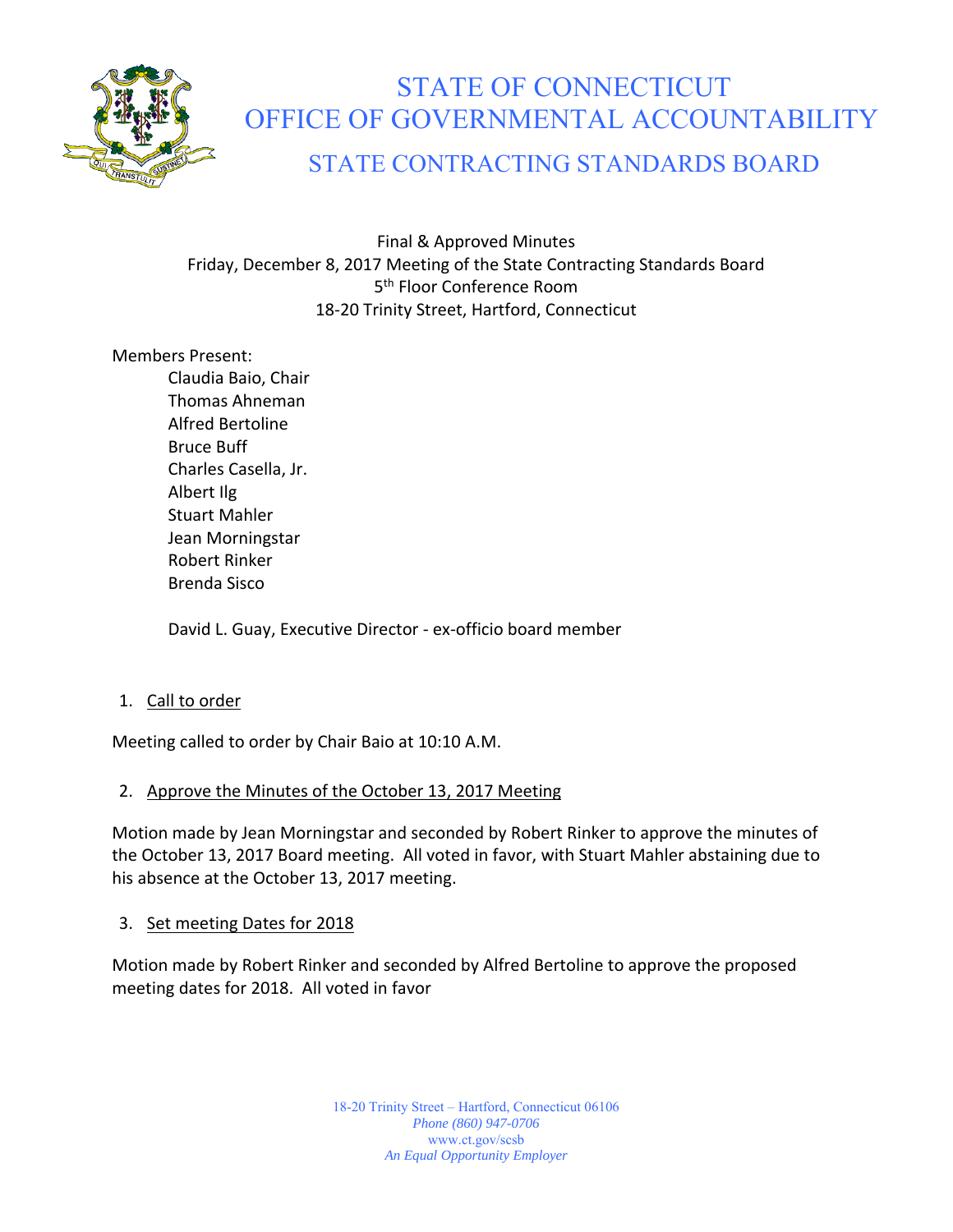# STATE OF CONNECTICUT
# OFFICE OF GOVERNMENTAL ACCOUNTABILITY
## STATE CONTRACTING STANDARDS BOARD

Final & Approved Minutes
Friday, December 8, 2017 Meeting of the State Contracting Standards Board
5th Floor Conference Room
18-20 Trinity Street, Hartford, Connecticut

Members Present:

- Claudia Baio, Chair
- Thomas Ahneman
- Alfred Bertoline
- Bruce Buff
- Charles Casella, Jr.
- Albert Ilg
- Stuart Mahler
- Jean Morningstar
- Robert Rinker
- Brenda Sisco

David L. Guay, Executive Director - ex-officio board member

1. Call to order

Meeting called to order by Chair Baio at 10:10 A.M.

2. Approve the Minutes of the October 13, 2017 Meeting

Motion made by Jean Morningstar and seconded by Robert Rinker to approve the minutes of the October 13, 2017 Board meeting. All voted in favor, with Stuart Mahler abstaining due to his absence at the October 13, 2017 meeting.

3. Set meeting Dates for 2018

Motion made by Robert Rinker and seconded by Alfred Bertoline to approve the proposed meeting dates for 2018. All voted in favor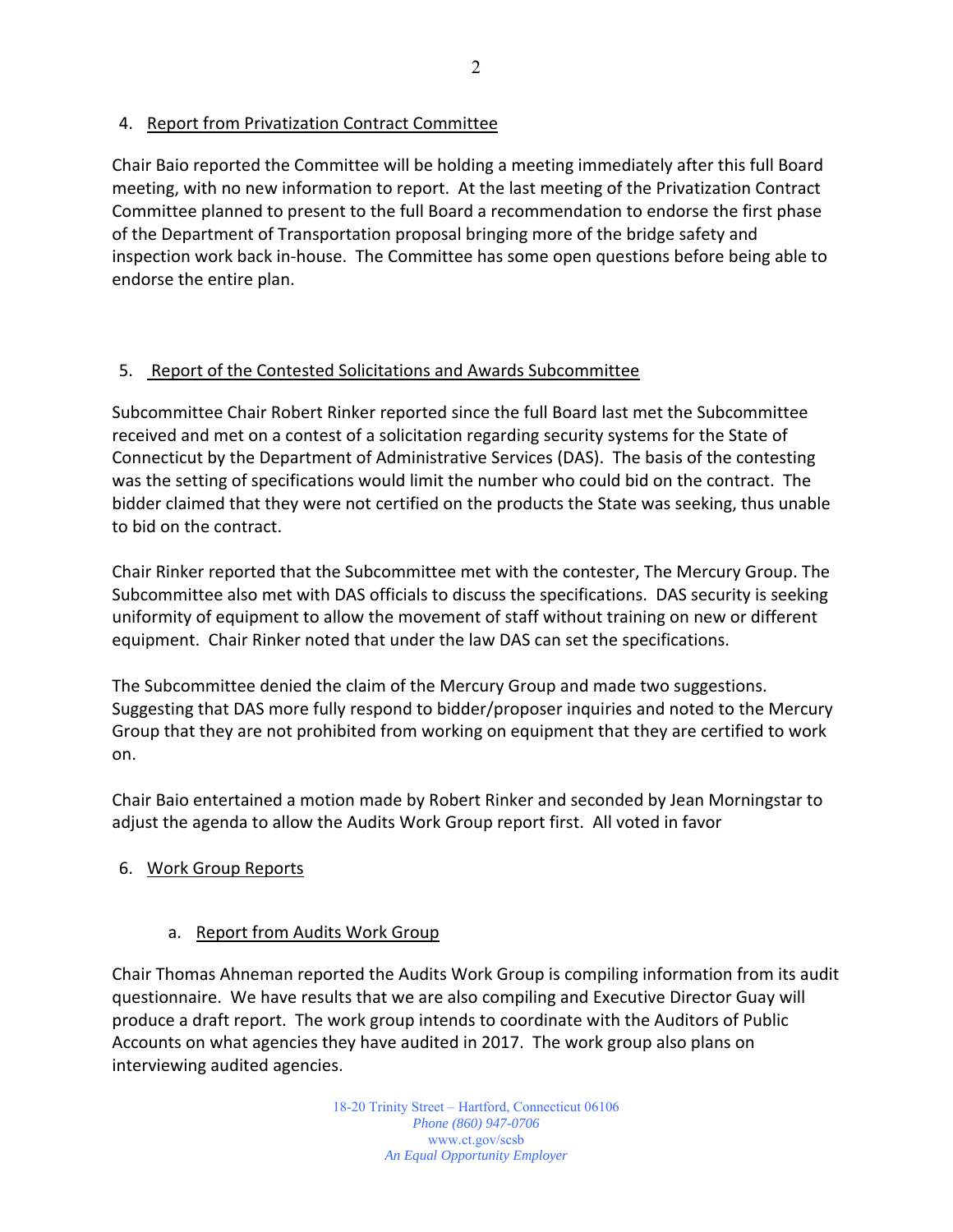4. Report from Privatization Contract Committee

Chair Baio reported the Committee will be holding a meeting immediately after this full Board meeting, with no new information to report. At the last meeting of the Privatization Contract Committee planned to present to the full Board a recommendation to endorse the first phase of the Department of Transportation proposal bringing more of the bridge safety and inspection work back in-house. The Committee has some open questions before being able to endorse the entire plan.

5. Report of the Contested Solicitations and Awards Subcommittee

Subcommittee Chair Robert Rinker reported since the full Board last met the Subcommittee received and met on a contest of a solicitation regarding security systems for the State of Connecticut by the Department of Administrative Services (DAS). The basis of the contesting was the setting of specifications would limit the number who could bid on the contract. The bidder claimed that they were not certified on the products the State was seeking, thus unable to bid on the contract.

Chair Rinker reported that the Subcommittee met with the contester, The Mercury Group. The Subcommittee also met with DAS officials to discuss the specifications. DAS security is seeking uniformity of equipment to allow the movement of staff without training on new or different equipment. Chair Rinker noted that under the law DAS can set the specifications.

The Subcommittee denied the claim of the Mercury Group and made two suggestions. Suggesting that DAS more fully respond to bidder/proposer inquiries and noted to the Mercury Group that they are not prohibited from working on equipment that they are certified to work on.

Chair Baio entertained a motion made by Robert Rinker and seconded by Jean Morningstar to adjust the agenda to allow the Audits Work Group report first. All voted in favor

6. Work Group Reports

   a. Report from Audits Work Group

Chair Thomas Ahneman reported the Audits Work Group is compiling information from its audit questionnaire. We have results that we are also compiling and Executive Director Guay will produce a draft report. The work group intends to coordinate with the Auditors of Public Accounts on what agencies they have audited in 2017. The work group also plans on interviewing audited agencies.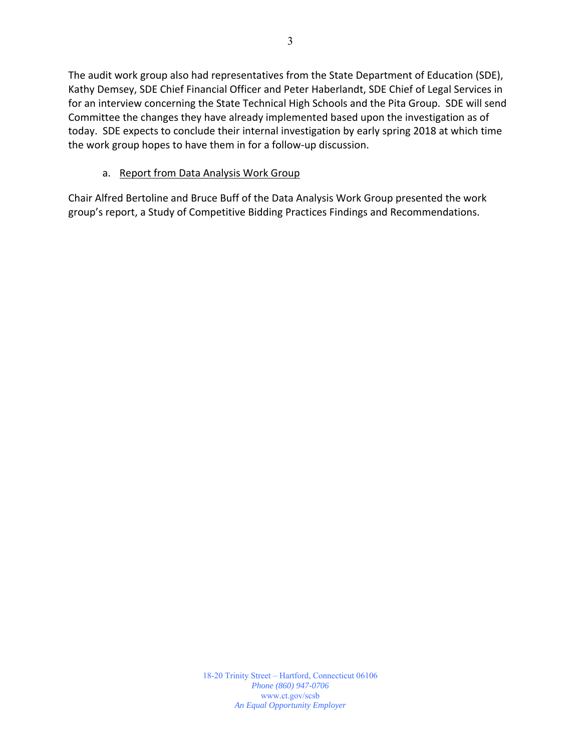The audit work group also had representatives from the State Department of Education (SDE), Kathy Demsey, SDE Chief Financial Officer and Peter Haberlandt, SDE Chief of Legal Services in for an interview concerning the State Technical High Schools and the Pita Group. SDE will send Committee the changes they have already implemented based upon the investigation as of today. SDE expects to conclude their internal investigation by early spring 2018 at which time the work group hopes to have them in for a follow-up discussion.

a. <u>Report from Data Analysis Work Group</u>

Chair Alfred Bertoline and Bruce Buff of the Data Analysis Work Group presented the work group's report, a Study of Competitive Bidding Practices Findings and Recommendations.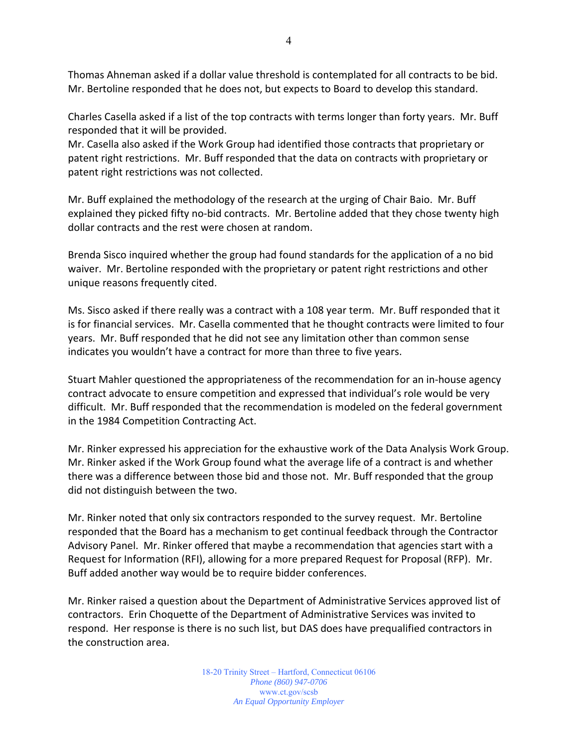Thomas Ahneman asked if a dollar value threshold is contemplated for all contracts to be bid. Mr. Bertoline responded that he does not, but expects to Board to develop this standard.

Charles Casella asked if a list of the top contracts with terms longer than forty years. Mr. Buff responded that it will be provided.
Mr. Casella also asked if the Work Group had identified those contracts that proprietary or patent right restrictions. Mr. Buff responded that the data on contracts with proprietary or patent right restrictions was not collected.

Mr. Buff explained the methodology of the research at the urging of Chair Baio. Mr. Buff explained they picked fifty no-bid contracts. Mr. Bertoline added that they chose twenty high dollar contracts and the rest were chosen at random.

Brenda Sisco inquired whether the group had found standards for the application of a no bid waiver. Mr. Bertoline responded with the proprietary or patent right restrictions and other unique reasons frequently cited.

Ms. Sisco asked if there really was a contract with a 108 year term. Mr. Buff responded that it is for financial services. Mr. Casella commented that he thought contracts were limited to four years. Mr. Buff responded that he did not see any limitation other than common sense indicates you wouldn't have a contract for more than three to five years.

Stuart Mahler questioned the appropriateness of the recommendation for an in-house agency contract advocate to ensure competition and expressed that individual's role would be very difficult. Mr. Buff responded that the recommendation is modeled on the federal government in the 1984 Competition Contracting Act.

Mr. Rinker expressed his appreciation for the exhaustive work of the Data Analysis Work Group. Mr. Rinker asked if the Work Group found what the average life of a contract is and whether there was a difference between those bid and those not. Mr. Buff responded that the group did not distinguish between the two.

Mr. Rinker noted that only six contractors responded to the survey request. Mr. Bertoline responded that the Board has a mechanism to get continual feedback through the Contractor Advisory Panel. Mr. Rinker offered that maybe a recommendation that agencies start with a Request for Information (RFI), allowing for a more prepared Request for Proposal (RFP). Mr. Buff added another way would be to require bidder conferences.

Mr. Rinker raised a question about the Department of Administrative Services approved list of contractors. Erin Choquette of the Department of Administrative Services was invited to respond. Her response is there is no such list, but DAS does have prequalified contractors in the construction area.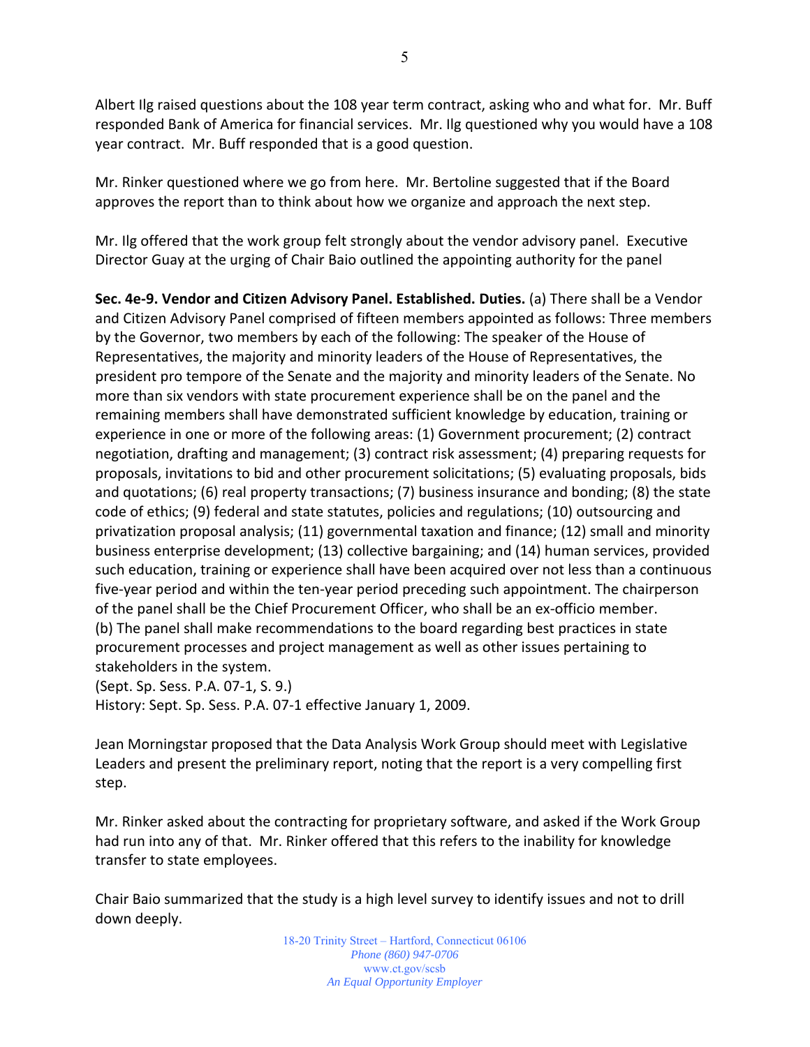Albert Ilg raised questions about the 108 year term contract, asking who and what for. Mr. Buff responded Bank of America for financial services. Mr. Ilg questioned why you would have a 108 year contract. Mr. Buff responded that is a good question.

Mr. Rinker questioned where we go from here. Mr. Bertoline suggested that if the Board approves the report than to think about how we organize and approach the next step.

Mr. Ilg offered that the work group felt strongly about the vendor advisory panel. Executive Director Guay at the urging of Chair Baio outlined the appointing authority for the panel

**Sec. 4e-9. Vendor and Citizen Advisory Panel. Established. Duties.** (a) There shall be a Vendor and Citizen Advisory Panel comprised of fifteen members appointed as follows: Three members by the Governor, two members by each of the following: The speaker of the House of Representatives, the majority and minority leaders of the House of Representatives, the president pro tempore of the Senate and the majority and minority leaders of the Senate. No more than six vendors with state procurement experience shall be on the panel and the remaining members shall have demonstrated sufficient knowledge by education, training or experience in one or more of the following areas: (1) Government procurement; (2) contract negotiation, drafting and management; (3) contract risk assessment; (4) preparing requests for proposals, invitations to bid and other procurement solicitations; (5) evaluating proposals, bids and quotations; (6) real property transactions; (7) business insurance and bonding; (8) the state code of ethics; (9) federal and state statutes, policies and regulations; (10) outsourcing and privatization proposal analysis; (11) governmental taxation and finance; (12) small and minority business enterprise development; (13) collective bargaining; and (14) human services, provided such education, training or experience shall have been acquired over not less than a continuous five-year period and within the ten-year period preceding such appointment. The chairperson of the panel shall be the Chief Procurement Officer, who shall be an ex-officio member.
(b) The panel shall make recommendations to the board regarding best practices in state procurement processes and project management as well as other issues pertaining to stakeholders in the system.
(Sept. Sp. Sess. P.A. 07-1, S. 9.)
History: Sept. Sp. Sess. P.A. 07-1 effective January 1, 2009.

Jean Morningstar proposed that the Data Analysis Work Group should meet with Legislative Leaders and present the preliminary report, noting that the report is a very compelling first step.

Mr. Rinker asked about the contracting for proprietary software, and asked if the Work Group had run into any of that. Mr. Rinker offered that this refers to the inability for knowledge transfer to state employees.

Chair Baio summarized that the study is a high level survey to identify issues and not to drill down deeply.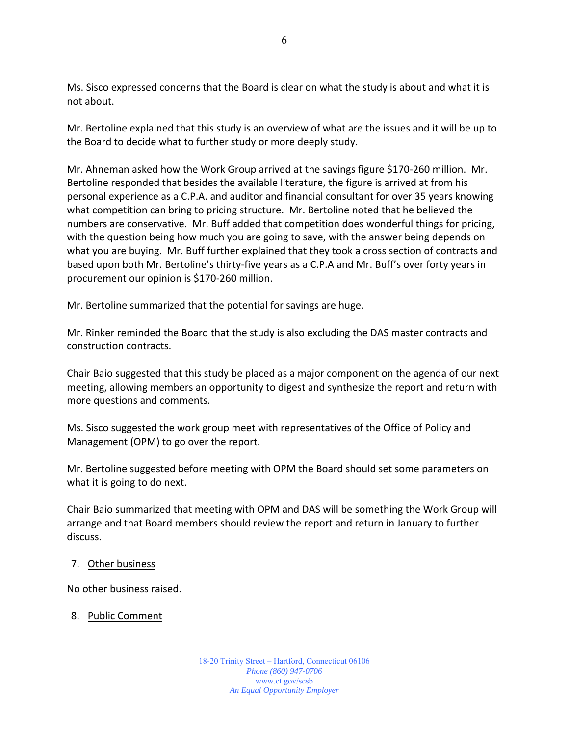Ms. Sisco expressed concerns that the Board is clear on what the study is about and what it is not about.

Mr. Bertoline explained that this study is an overview of what are the issues and it will be up to the Board to decide what to further study or more deeply study.

Mr. Ahneman asked how the Work Group arrived at the savings figure $170-260 million. Mr. Bertoline responded that besides the available literature, the figure is arrived at from his personal experience as a C.P.A. and auditor and financial consultant for over 35 years knowing what competition can bring to pricing structure. Mr. Bertoline noted that he believed the numbers are conservative. Mr. Buff added that competition does wonderful things for pricing, with the question being how much you are going to save, with the answer being depends on what you are buying. Mr. Buff further explained that they took a cross section of contracts and based upon both Mr. Bertoline's thirty-five years as a C.P.A and Mr. Buff's over forty years in procurement our opinion is $170-260 million.

Mr. Bertoline summarized that the potential for savings are huge.

Mr. Rinker reminded the Board that the study is also excluding the DAS master contracts and construction contracts.

Chair Baio suggested that this study be placed as a major component on the agenda of our next meeting, allowing members an opportunity to digest and synthesize the report and return with more questions and comments.

Ms. Sisco suggested the work group meet with representatives of the Office of Policy and Management (OPM) to go over the report.

Mr. Bertoline suggested before meeting with OPM the Board should set some parameters on what it is going to do next.

Chair Baio summarized that meeting with OPM and DAS will be something the Work Group will arrange and that Board members should review the report and return in January to further discuss.

7. Other business

No other business raised.

8. Public Comment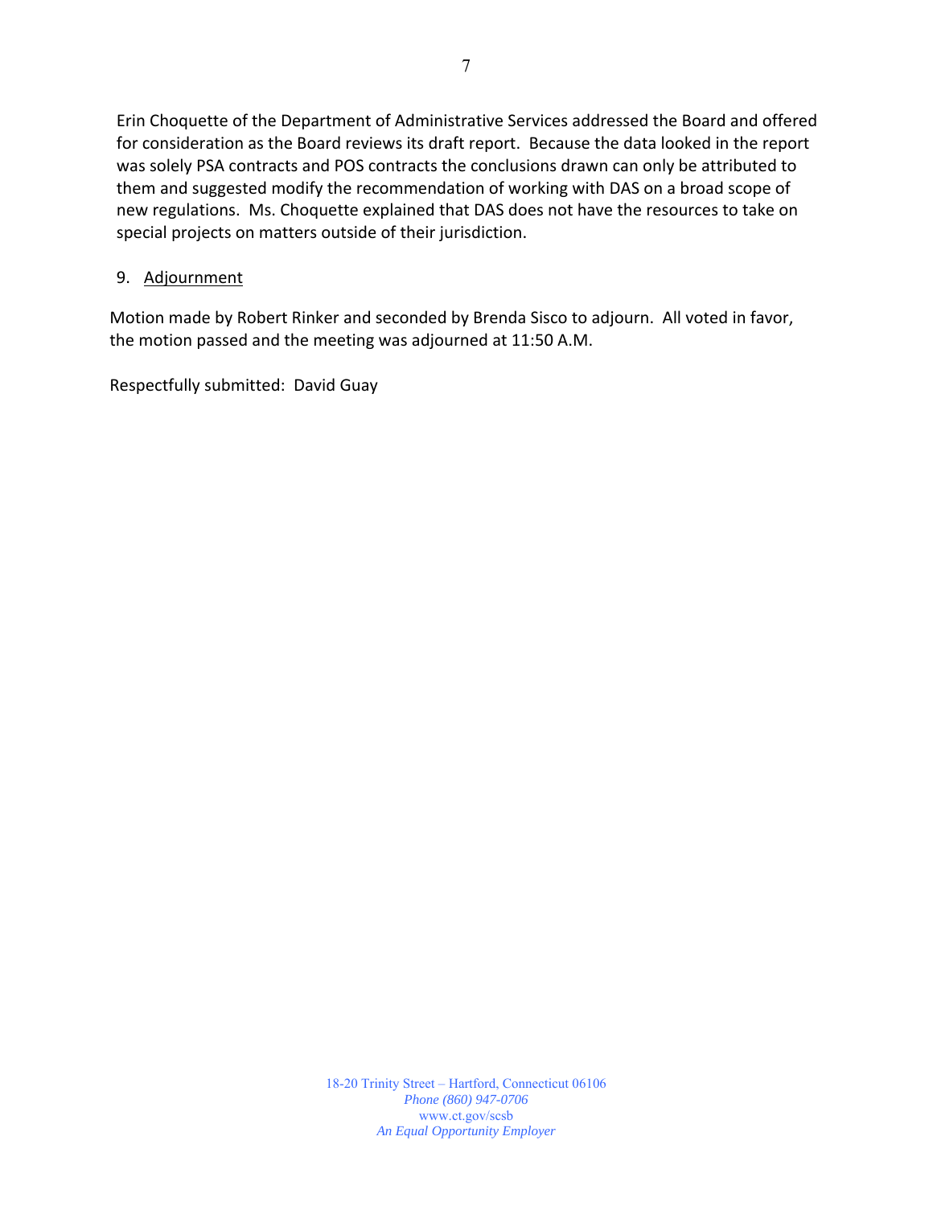Erin Choquette of the Department of Administrative Services addressed the Board and offered for consideration as the Board reviews its draft report. Because the data looked in the report was solely PSA contracts and POS contracts the conclusions drawn can only be attributed to them and suggested modify the recommendation of working with DAS on a broad scope of new regulations. Ms. Choquette explained that DAS does not have the resources to take on special projects on matters outside of their jurisdiction.

9. Adjournment

Motion made by Robert Rinker and seconded by Brenda Sisco to adjourn. All voted in favor, the motion passed and the meeting was adjourned at 11:50 A.M.

Respectfully submitted: David Guay

18-20 Trinity Street – Hartford, Connecticut 06106
*Phone (860) 947-0706*
www.ct.gov/scsb
*An Equal Opportunity Employer*